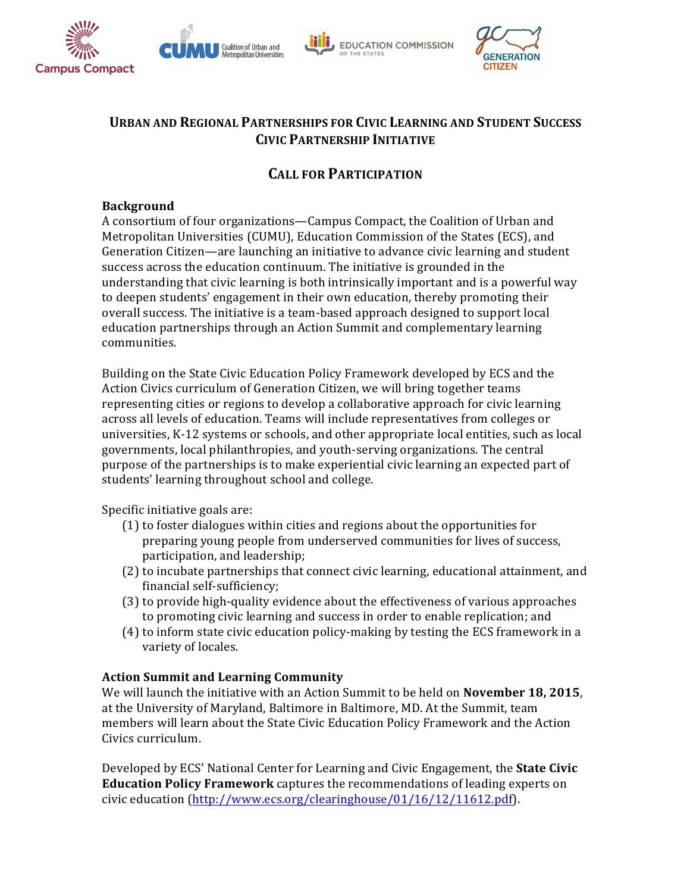# URBAN AND REGIONAL PARTNERSHIPS FOR CIVIC LEARNING AND STUDENT SUCCESS
# CIVIC PARTNERSHIP INITIATIVE

## CALL FOR PARTICIPATION

### Background

A consortium of four organizations—Campus Compact, the Coalition of Urban and Metropolitan Universities (CUMU), Education Commission of the States (ECS), and Generation Citizen—are launching an initiative to advance civic learning and student success across the education continuum. The initiative is grounded in the understanding that civic learning is both intrinsically important and is a powerful way to deepen students' engagement in their own education, thereby promoting their overall success. The initiative is a team-based approach designed to support local education partnerships through an Action Summit and complementary learning communities.

Building on the State Civic Education Policy Framework developed by ECS and the Action Civics curriculum of Generation Citizen, we will bring together teams representing cities or regions to develop a collaborative approach for civic learning across all levels of education. Teams will include representatives from colleges or universities, K-12 systems or schools, and other appropriate local entities, such as local governments, local philanthropies, and youth-serving organizations. The central purpose of the partnerships is to make experiential civic learning an expected part of students' learning throughout school and college.

Specific initiative goals are:

(1) to foster dialogues within cities and regions about the opportunities for preparing young people from underserved communities for lives of success, participation, and leadership;
(2) to incubate partnerships that connect civic learning, educational attainment, and financial self-sufficiency;
(3) to provide high-quality evidence about the effectiveness of various approaches to promoting civic learning and success in order to enable replication; and
(4) to inform state civic education policy-making by testing the ECS framework in a variety of locales.

### Action Summit and Learning Community

We will launch the initiative with an Action Summit to be held on **November 18, 2015**, at the University of Maryland, Baltimore in Baltimore, MD. At the Summit, team members will learn about the State Civic Education Policy Framework and the Action Civics curriculum.

Developed by ECS' National Center for Learning and Civic Engagement, the **State Civic Education Policy Framework** captures the recommendations of leading experts on civic education (http://www.ecs.org/clearinghouse/01/16/12/11612.pdf).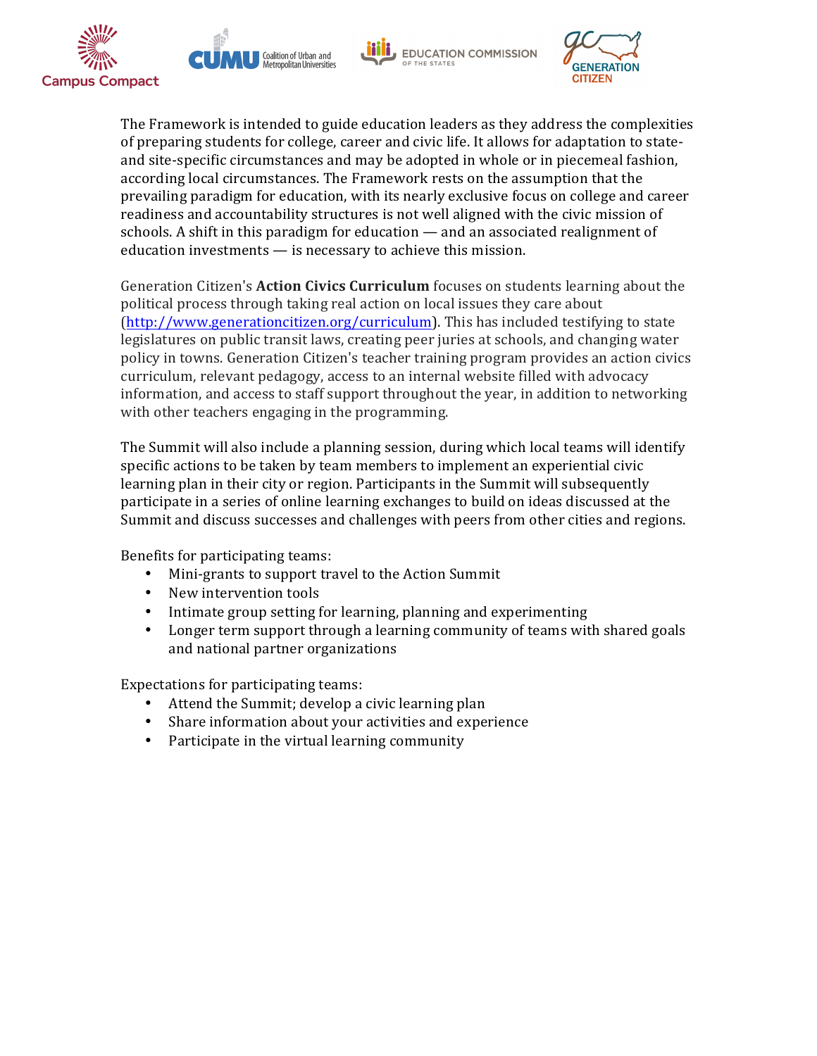The Framework is intended to guide education leaders as they address the complexities of preparing students for college, career and civic life. It allows for adaptation to state- and site-specific circumstances and may be adopted in whole or in piecemeal fashion, according local circumstances. The Framework rests on the assumption that the prevailing paradigm for education, with its nearly exclusive focus on college and career readiness and accountability structures is not well aligned with the civic mission of schools. A shift in this paradigm for education — and an associated realignment of education investments — is necessary to achieve this mission.

Generation Citizen's **Action Civics Curriculum** focuses on students learning about the political process through taking real action on local issues they care about (http://www.generationcitizen.org/curriculum). This has included testifying to state legislatures on public transit laws, creating peer juries at schools, and changing water policy in towns. Generation Citizen's teacher training program provides an action civics curriculum, relevant pedagogy, access to an internal website filled with advocacy information, and access to staff support throughout the year, in addition to networking with other teachers engaging in the programming.

The Summit will also include a planning session, during which local teams will identify specific actions to be taken by team members to implement an experiential civic learning plan in their city or region. Participants in the Summit will subsequently participate in a series of online learning exchanges to build on ideas discussed at the Summit and discuss successes and challenges with peers from other cities and regions.

Benefits for participating teams:

- Mini-grants to support travel to the Action Summit
- New intervention tools
- Intimate group setting for learning, planning and experimenting
- Longer term support through a learning community of teams with shared goals and national partner organizations

Expectations for participating teams:

- Attend the Summit; develop a civic learning plan
- Share information about your activities and experience
- Participate in the virtual learning community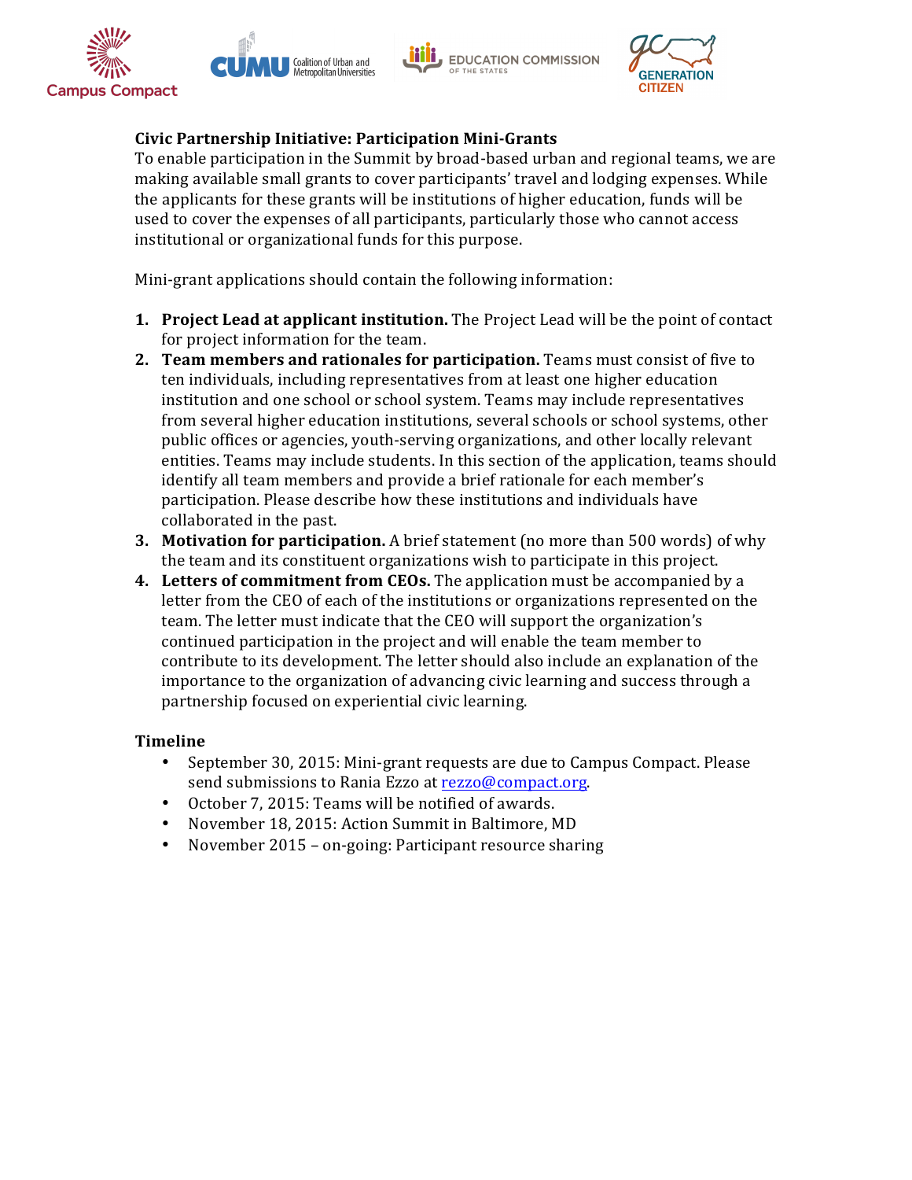**Civic Partnership Initiative: Participation Mini-Grants**

To enable participation in the Summit by broad-based urban and regional teams, we are making available small grants to cover participants' travel and lodging expenses. While the applicants for these grants will be institutions of higher education, funds will be used to cover the expenses of all participants, particularly those who cannot access institutional or organizational funds for this purpose.

Mini-grant applications should contain the following information:

1. **Project Lead at applicant institution.** The Project Lead will be the point of contact for project information for the team.
2. **Team members and rationales for participation.** Teams must consist of five to ten individuals, including representatives from at least one higher education institution and one school or school system. Teams may include representatives from several higher education institutions, several schools or school systems, other public offices or agencies, youth-serving organizations, and other locally relevant entities. Teams may include students. In this section of the application, teams should identify all team members and provide a brief rationale for each member's participation. Please describe how these institutions and individuals have collaborated in the past.
3. **Motivation for participation.** A brief statement (no more than 500 words) of why the team and its constituent organizations wish to participate in this project.
4. **Letters of commitment from CEOs.** The application must be accompanied by a letter from the CEO of each of the institutions or organizations represented on the team. The letter must indicate that the CEO will support the organization's continued participation in the project and will enable the team member to contribute to its development. The letter should also include an explanation of the importance to the organization of advancing civic learning and success through a partnership focused on experiential civic learning.

**Timeline**

- September 30, 2015: Mini-grant requests are due to Campus Compact. Please send submissions to Rania Ezzo at rezzo@compact.org.
- October 7, 2015: Teams will be notified of awards.
- November 18, 2015: Action Summit in Baltimore, MD
- November 2015 – on-going: Participant resource sharing